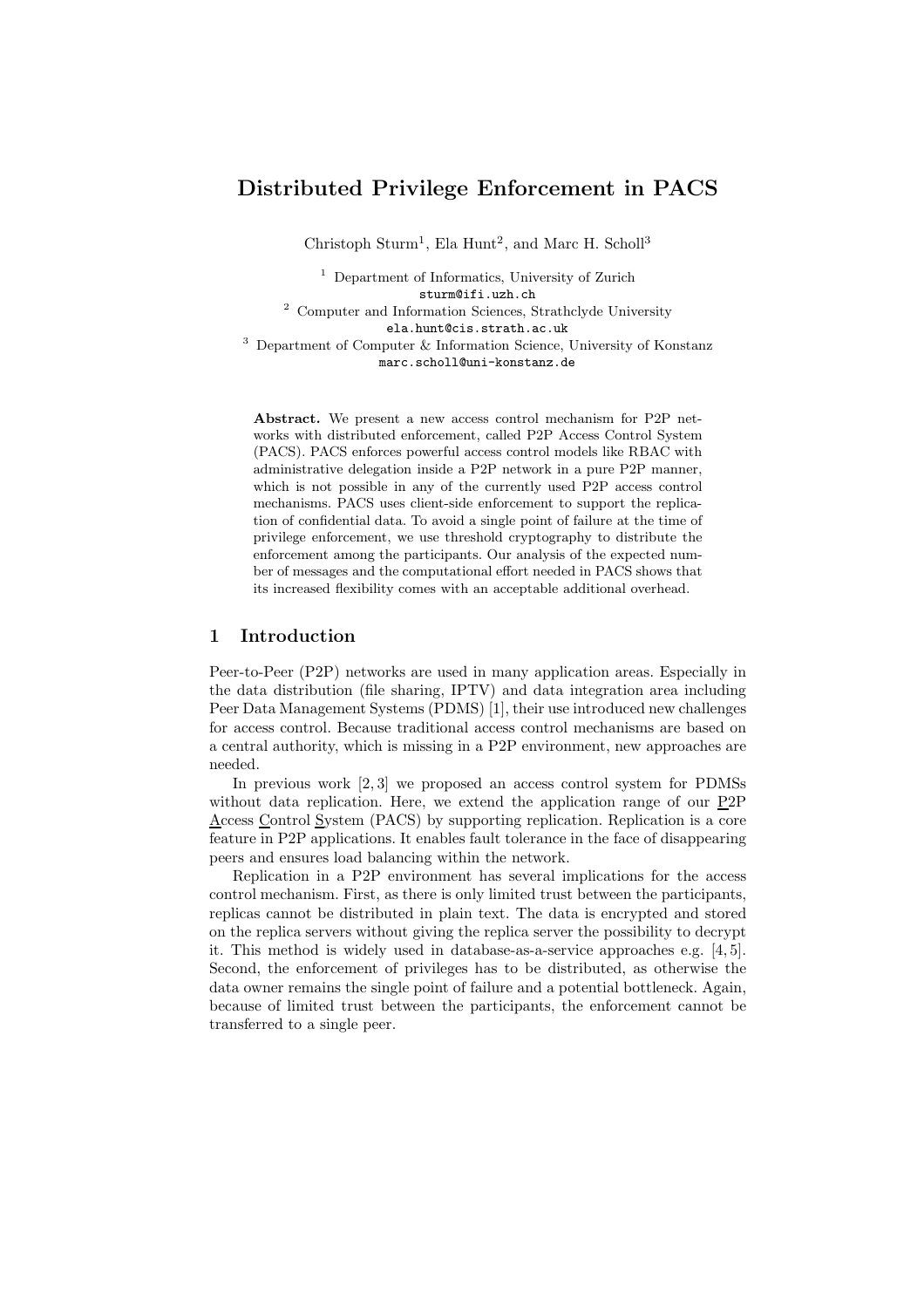# Distributed Privilege Enforcement in PACS

Christoph Sturm[1], Ela Hunt[2], and Marc H. Scholl[3]

[1] Department of Informatics, University of Zurich
sturm@ifi.uzh.ch

[2] Computer and Information Sciences, Strathclyde University
ela.hunt@cis.strath.ac.uk

[3] Department of Computer & Information Science, University of Konstanz
marc.scholl@uni-konstanz.de

**Abstract.** We present a new access control mechanism for P2P networks with distributed enforcement, called P2P Access Control System (PACS). PACS enforces powerful access control models like RBAC with administrative delegation inside a P2P network in a pure P2P manner, which is not possible in any of the currently used P2P access control mechanisms. PACS uses client-side enforcement to support the replication of confidential data. To avoid a single point of failure at the time of privilege enforcement, we use threshold cryptography to distribute the enforcement among the participants. Our analysis of the expected number of messages and the computational effort needed in PACS shows that its increased flexibility comes with an acceptable additional overhead.

## 1 Introduction

Peer-to-Peer (P2P) networks are used in many application areas. Especially in the data distribution (file sharing, IPTV) and data integration area including Peer Data Management Systems (PDMS) [1], their use introduced new challenges for access control. Because traditional access control mechanisms are based on a central authority, which is missing in a P2P environment, new approaches are needed.

In previous work [2, 3] we proposed an access control system for PDMSs without data replication. Here, we extend the application range of our P2P Access Control System (PACS) by supporting replication. Replication is a core feature in P2P applications. It enables fault tolerance in the face of disappearing peers and ensures load balancing within the network.

Replication in a P2P environment has several implications for the access control mechanism. First, as there is only limited trust between the participants, replicas cannot be distributed in plain text. The data is encrypted and stored on the replica servers without giving the replica server the possibility to decrypt it. This method is widely used in database-as-a-service approaches e.g. [4, 5]. Second, the enforcement of privileges has to be distributed, as otherwise the data owner remains the single point of failure and a potential bottleneck. Again, because of limited trust between the participants, the enforcement cannot be transferred to a single peer.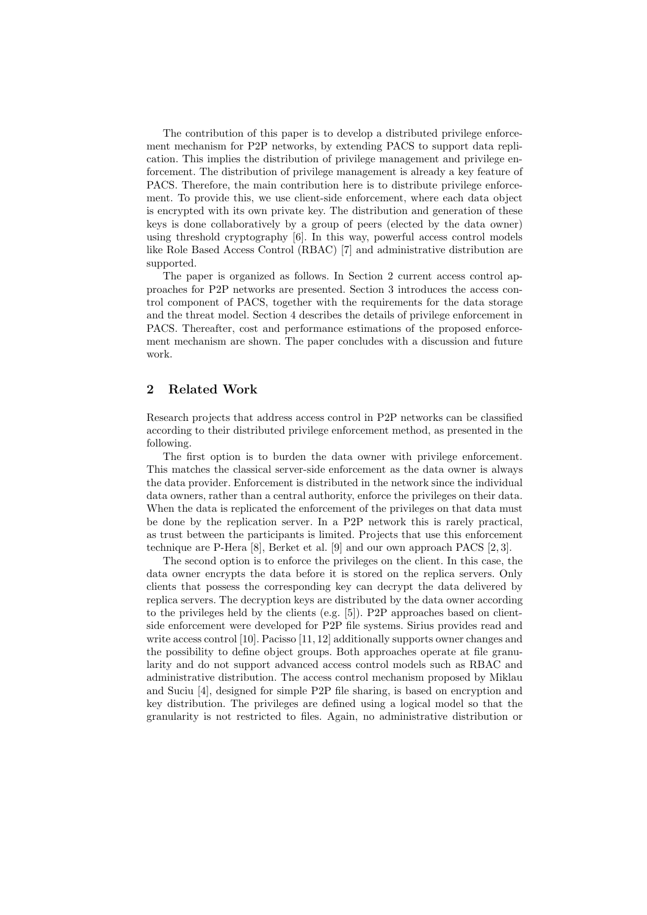The contribution of this paper is to develop a distributed privilege enforcement mechanism for P2P networks, by extending PACS to support data replication. This implies the distribution of privilege management and privilege enforcement. The distribution of privilege management is already a key feature of PACS. Therefore, the main contribution here is to distribute privilege enforcement. To provide this, we use client-side enforcement, where each data object is encrypted with its own private key. The distribution and generation of these keys is done collaboratively by a group of peers (elected by the data owner) using threshold cryptography [6]. In this way, powerful access control models like Role Based Access Control (RBAC) [7] and administrative distribution are supported.

The paper is organized as follows. In Section 2 current access control approaches for P2P networks are presented. Section 3 introduces the access control component of PACS, together with the requirements for the data storage and the threat model. Section 4 describes the details of privilege enforcement in PACS. Thereafter, cost and performance estimations of the proposed enforcement mechanism are shown. The paper concludes with a discussion and future work.

## 2 Related Work

Research projects that address access control in P2P networks can be classified according to their distributed privilege enforcement method, as presented in the following.

The first option is to burden the data owner with privilege enforcement. This matches the classical server-side enforcement as the data owner is always the data provider. Enforcement is distributed in the network since the individual data owners, rather than a central authority, enforce the privileges on their data. When the data is replicated the enforcement of the privileges on that data must be done by the replication server. In a P2P network this is rarely practical, as trust between the participants is limited. Projects that use this enforcement technique are P-Hera [8], Berket et al. [9] and our own approach PACS [2, 3].

The second option is to enforce the privileges on the client. In this case, the data owner encrypts the data before it is stored on the replica servers. Only clients that possess the corresponding key can decrypt the data delivered by replica servers. The decryption keys are distributed by the data owner according to the privileges held by the clients (e.g. [5]). P2P approaches based on client-side enforcement were developed for P2P file systems. Sirius provides read and write access control [10]. Pacisso [11, 12] additionally supports owner changes and the possibility to define object groups. Both approaches operate at file granularity and do not support advanced access control models such as RBAC and administrative distribution. The access control mechanism proposed by Miklau and Suciu [4], designed for simple P2P file sharing, is based on encryption and key distribution. The privileges are defined using a logical model so that the granularity is not restricted to files. Again, no administrative distribution or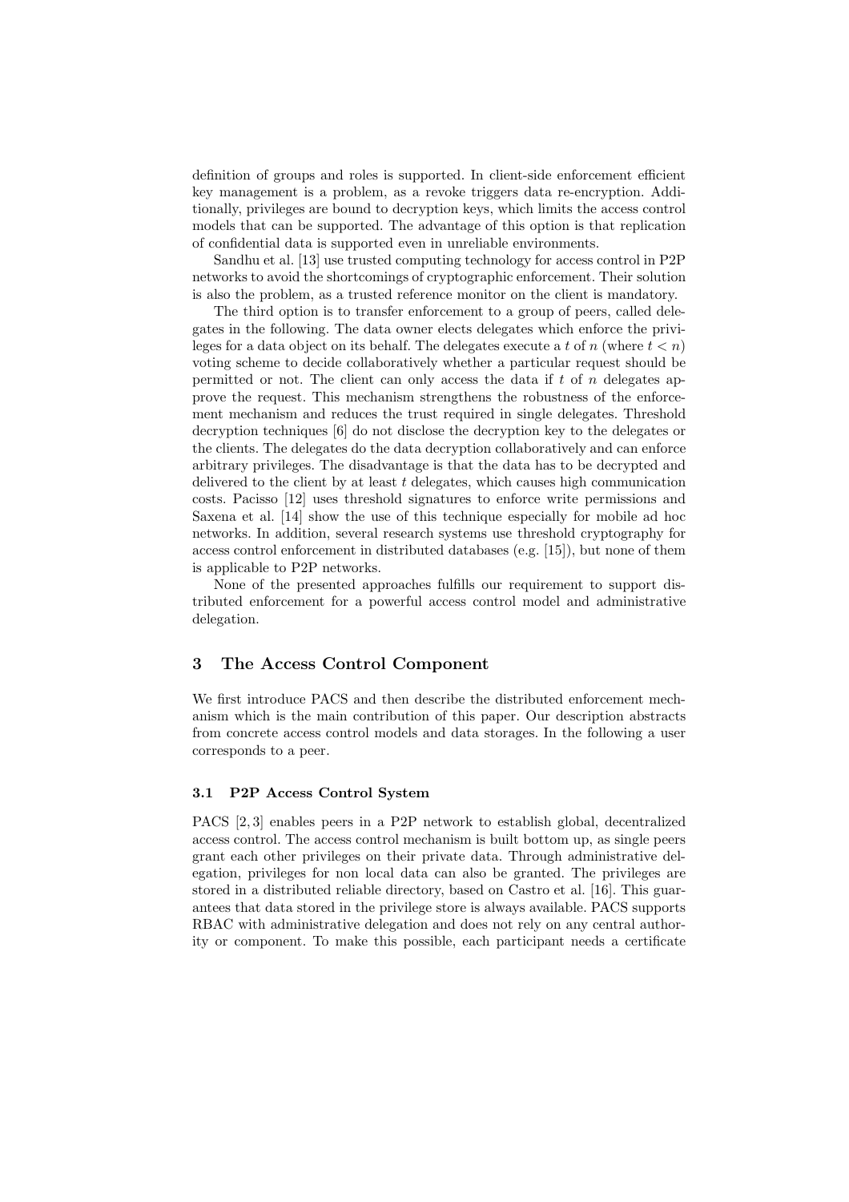definition of groups and roles is supported. In client-side enforcement efficient key management is a problem, as a revoke triggers data re-encryption. Additionally, privileges are bound to decryption keys, which limits the access control models that can be supported. The advantage of this option is that replication of confidential data is supported even in unreliable environments.

Sandhu et al. [13] use trusted computing technology for access control in P2P networks to avoid the shortcomings of cryptographic enforcement. Their solution is also the problem, as a trusted reference monitor on the client is mandatory.

The third option is to transfer enforcement to a group of peers, called delegates in the following. The data owner elects delegates which enforce the privileges for a data object on its behalf. The delegates execute a $t$ of $n$ (where $t < n$) voting scheme to decide collaboratively whether a particular request should be permitted or not. The client can only access the data if $t$ of $n$ delegates approve the request. This mechanism strengthens the robustness of the enforcement mechanism and reduces the trust required in single delegates. Threshold decryption techniques [6] do not disclose the decryption key to the delegates or the clients. The delegates do the data decryption collaboratively and can enforce arbitrary privileges. The disadvantage is that the data has to be decrypted and delivered to the client by at least $t$ delegates, which causes high communication costs. Pacisso [12] uses threshold signatures to enforce write permissions and Saxena et al. [14] show the use of this technique especially for mobile ad hoc networks. In addition, several research systems use threshold cryptography for access control enforcement in distributed databases (e.g. [15]), but none of them is applicable to P2P networks.

None of the presented approaches fulfills our requirement to support distributed enforcement for a powerful access control model and administrative delegation.

## 3 The Access Control Component

We first introduce PACS and then describe the distributed enforcement mechanism which is the main contribution of this paper. Our description abstracts from concrete access control models and data storages. In the following a user corresponds to a peer.

### 3.1 P2P Access Control System

PACS [2, 3] enables peers in a P2P network to establish global, decentralized access control. The access control mechanism is built bottom up, as single peers grant each other privileges on their private data. Through administrative delegation, privileges for non local data can also be granted. The privileges are stored in a distributed reliable directory, based on Castro et al. [16]. This guarantees that data stored in the privilege store is always available. PACS supports RBAC with administrative delegation and does not rely on any central authority or component. To make this possible, each participant needs a certificate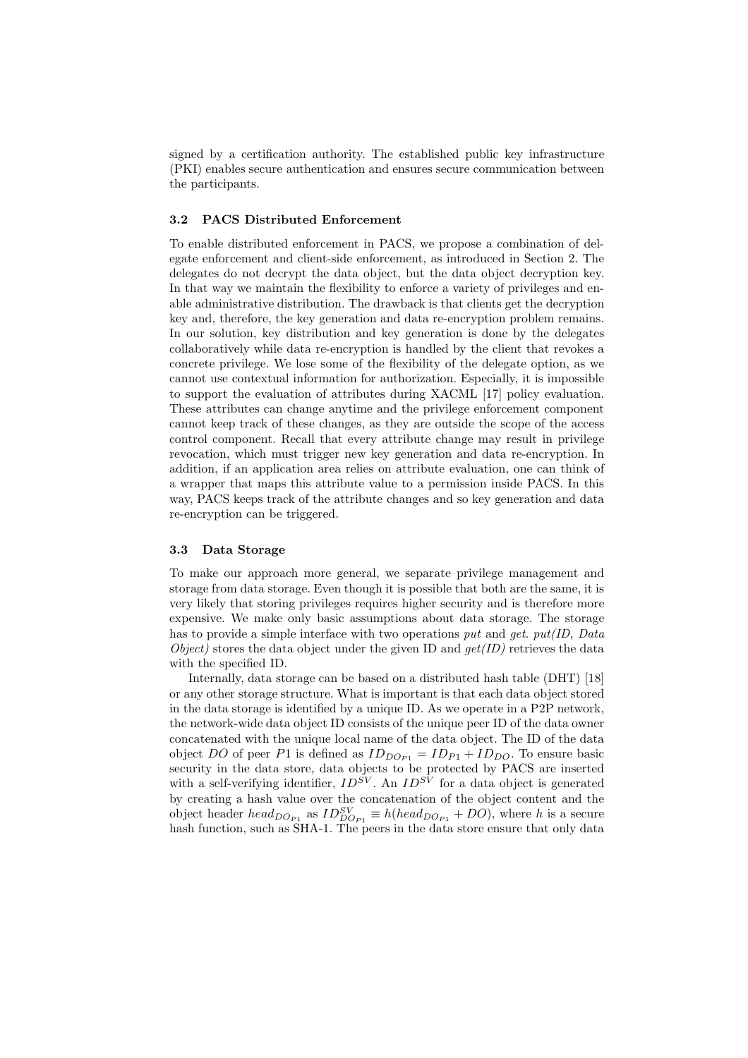signed by a certification authority. The established public key infrastructure (PKI) enables secure authentication and ensures secure communication between the participants.

### 3.2 PACS Distributed Enforcement

To enable distributed enforcement in PACS, we propose a combination of delegate enforcement and client-side enforcement, as introduced in Section 2. The delegates do not decrypt the data object, but the data object decryption key. In that way we maintain the flexibility to enforce a variety of privileges and enable administrative distribution. The drawback is that clients get the decryption key and, therefore, the key generation and data re-encryption problem remains. In our solution, key distribution and key generation is done by the delegates collaboratively while data re-encryption is handled by the client that revokes a concrete privilege. We lose some of the flexibility of the delegate option, as we cannot use contextual information for authorization. Especially, it is impossible to support the evaluation of attributes during XACML [17] policy evaluation. These attributes can change anytime and the privilege enforcement component cannot keep track of these changes, as they are outside the scope of the access control component. Recall that every attribute change may result in privilege revocation, which must trigger new key generation and data re-encryption. In addition, if an application area relies on attribute evaluation, one can think of a wrapper that maps this attribute value to a permission inside PACS. In this way, PACS keeps track of the attribute changes and so key generation and data re-encryption can be triggered.

### 3.3 Data Storage

To make our approach more general, we separate privilege management and storage from data storage. Even though it is possible that both are the same, it is very likely that storing privileges requires higher security and is therefore more expensive. We make only basic assumptions about data storage. The storage has to provide a simple interface with two operations *put* and *get*. *put(ID, Data Object)* stores the data object under the given ID and *get(ID)* retrieves the data with the specified ID.

Internally, data storage can be based on a distributed hash table (DHT) [18] or any other storage structure. What is important is that each data object stored in the data storage is identified by a unique ID. As we operate in a P2P network, the network-wide data object ID consists of the unique peer ID of the data owner concatenated with the unique local name of the data object. The ID of the data object $DO$ of peer $P1$ is defined as $ID_{DO_{P1}} = ID_{P1} + ID_{DO}$. To ensure basic security in the data store, data objects to be protected by PACS are inserted with a self-verifying identifier, $ID^{SV}$. An $ID^{SV}$ for a data object is generated by creating a hash value over the concatenation of the object content and the object header $head_{DO_{P1}}$ as $ID^{SV}_{DO_{P1}} \equiv h(head_{DO_{P1}} + DO)$, where $h$ is a secure hash function, such as SHA-1. The peers in the data store ensure that only data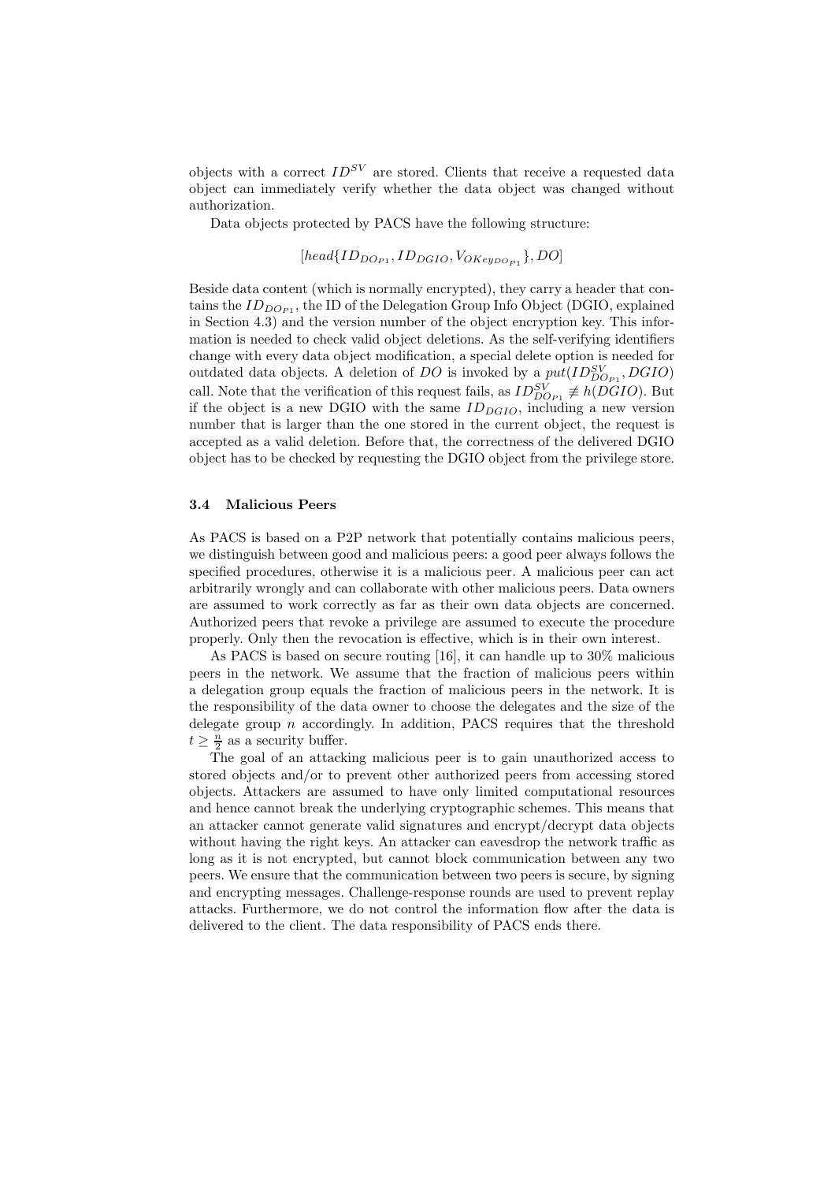objects with a correct $ID^{SV}$ are stored. Clients that receive a requested data object can immediately verify whether the data object was changed without authorization.

Data objects protected by PACS have the following structure:

$$[head\{ID_{DO_{P1}}, ID_{DGIO}, V_{OKey_{DO_{P1}}}\}, DO]$$

Beside data content (which is normally encrypted), they carry a header that contains the $ID_{DO_{P1}}$, the ID of the Delegation Group Info Object (DGIO, explained in Section 4.3) and the version number of the object encryption key. This information is needed to check valid object deletions. As the self-verifying identifiers change with every data object modification, a special delete option is needed for outdated data objects. A deletion of $DO$ is invoked by a $put(ID^{SV}_{DO_{P1}}, DGIO)$ call. Note that the verification of this request fails, as $ID^{SV}_{DO_{P1}} \not\equiv h(DGIO)$. But if the object is a new DGIO with the same $ID_{DGIO}$, including a new version number that is larger than the one stored in the current object, the request is accepted as a valid deletion. Before that, the correctness of the delivered DGIO object has to be checked by requesting the DGIO object from the privilege store.

### 3.4 Malicious Peers

As PACS is based on a P2P network that potentially contains malicious peers, we distinguish between good and malicious peers: a good peer always follows the specified procedures, otherwise it is a malicious peer. A malicious peer can act arbitrarily wrongly and can collaborate with other malicious peers. Data owners are assumed to work correctly as far as their own data objects are concerned. Authorized peers that revoke a privilege are assumed to execute the procedure properly. Only then the revocation is effective, which is in their own interest.

As PACS is based on secure routing [16], it can handle up to 30% malicious peers in the network. We assume that the fraction of malicious peers within a delegation group equals the fraction of malicious peers in the network. It is the responsibility of the data owner to choose the delegates and the size of the delegate group $n$ accordingly. In addition, PACS requires that the threshold $t \geq \frac{n}{2}$ as a security buffer.

The goal of an attacking malicious peer is to gain unauthorized access to stored objects and/or to prevent other authorized peers from accessing stored objects. Attackers are assumed to have only limited computational resources and hence cannot break the underlying cryptographic schemes. This means that an attacker cannot generate valid signatures and encrypt/decrypt data objects without having the right keys. An attacker can eavesdrop the network traffic as long as it is not encrypted, but cannot block communication between any two peers. We ensure that the communication between two peers is secure, by signing and encrypting messages. Challenge-response rounds are used to prevent replay attacks. Furthermore, we do not control the information flow after the data is delivered to the client. The data responsibility of PACS ends there.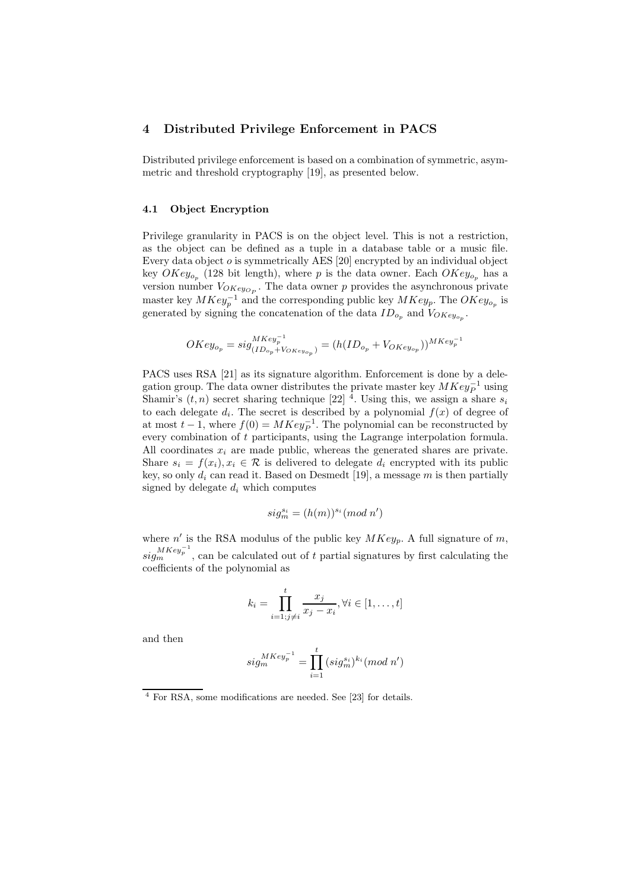## 4 Distributed Privilege Enforcement in PACS

Distributed privilege enforcement is based on a combination of symmetric, asymmetric and threshold cryptography [19], as presented below.

### 4.1 Object Encryption

Privilege granularity in PACS is on the object level. This is not a restriction, as the object can be defined as a tuple in a database table or a music file. Every data object $o$ is symmetrically AES [20] encrypted by an individual object key $OKey_{o_p}$ (128 bit length), where $p$ is the data owner. Each $OKey_{o_p}$ has a version number $V_{OKey_{O_P}}$. The data owner $p$ provides the asynchronous private master key $MKey_p^{-1}$ and the corresponding public key $MKey_p$. The $OKey_{o_p}$ is generated by signing the concatenation of the data $ID_{o_p}$ and $V_{OKey_{o_p}}$.

$$OKey_{o_p} = sig_{(ID_{o_p}+V_{OKey_{o_p}})}^{MKey_p^{-1}} = (h(ID_{o_p} + V_{OKey_{o_p}}))^{MKey_p^{-1}}$$

PACS uses RSA [21] as its signature algorithm. Enforcement is done by a delegation group. The data owner distributes the private master key $MKey_P^{-1}$ using Shamir's $(t, n)$ secret sharing technique [22] [4]. Using this, we assign a share $s_i$ to each delegate $d_i$. The secret is described by a polynomial $f(x)$ of degree of at most $t-1$, where $f(0) = MKey_P^{-1}$. The polynomial can be reconstructed by every combination of $t$ participants, using the Lagrange interpolation formula. All coordinates $x_i$ are made public, whereas the generated shares are private. Share $s_i = f(x_i), x_i \in \mathcal{R}$ is delivered to delegate $d_i$ encrypted with its public key, so only $d_i$ can read it. Based on Desmedt [19], a message $m$ is then partially signed by delegate $d_i$ which computes

$$sig_m^{s_i} = (h(m))^{s_i} (mod\ n')$$

where $n'$ is the RSA modulus of the public key $MKey_p$. A full signature of $m$, $sig_m^{MKey_p^{-1}}$, can be calculated out of $t$ partial signatures by first calculating the coefficients of the polynomial as

$$k_i = \prod_{i=1; j \neq i}^{t} \frac{x_j}{x_j - x_i}, \forall i \in [1, \ldots, t]$$

and then

$$sig_m^{MKey_p^{-1}} = \prod_{i=1}^{t} (sig_m^{s_i})^{k_i} (mod\ n')$$

[4] For RSA, some modifications are needed. See [23] for details.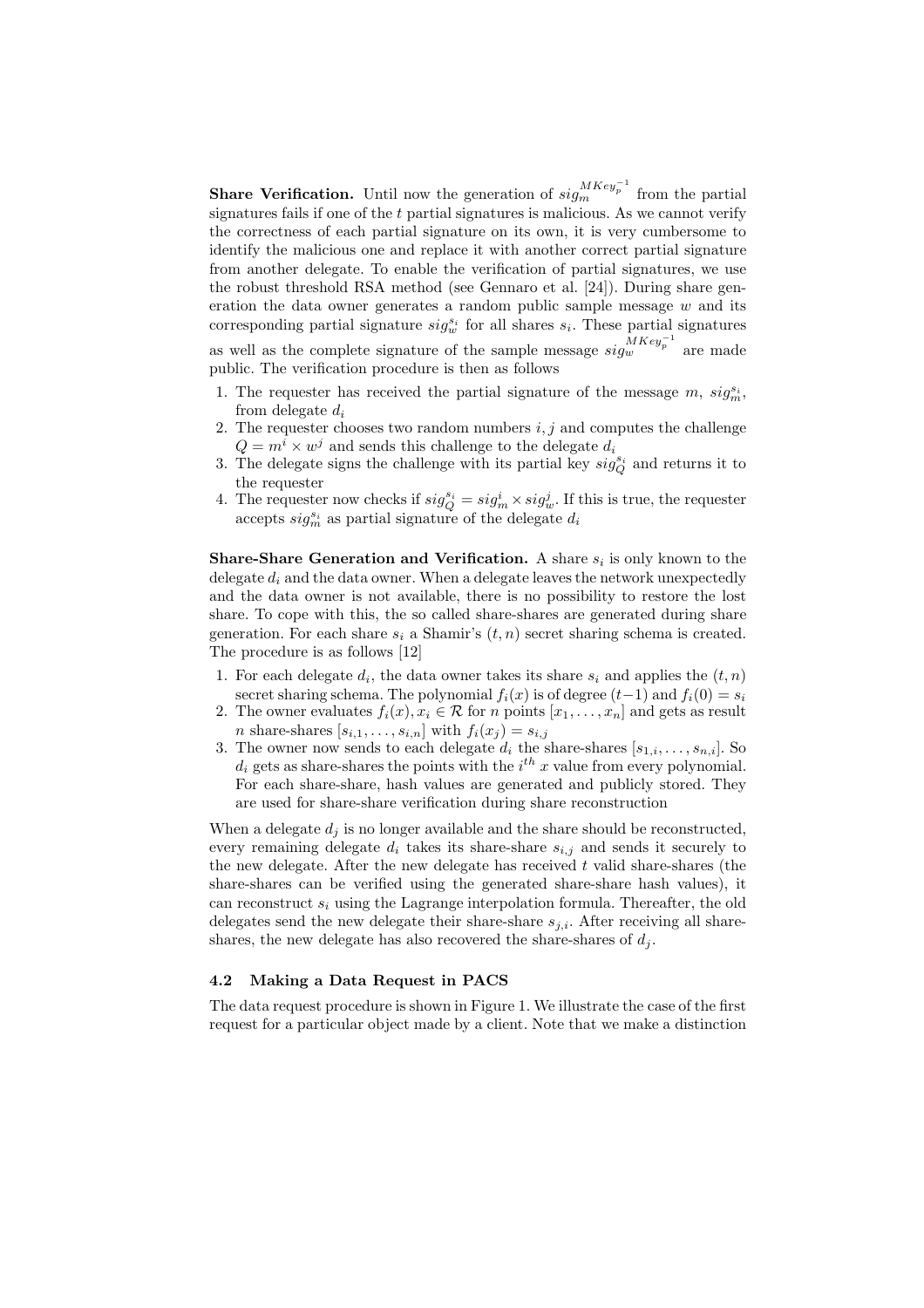**Share Verification.** Until now the generation of $sig_m^{MKey_p^{-1}}$ from the partial signatures fails if one of the $t$ partial signatures is malicious. As we cannot verify the correctness of each partial signature on its own, it is very cumbersome to identify the malicious one and replace it with another correct partial signature from another delegate. To enable the verification of partial signatures, we use the robust threshold RSA method (see Gennaro et al. [24]). During share generation the data owner generates a random public sample message $w$ and its corresponding partial signature $sig_w^{s_i}$ for all shares $s_i$. These partial signatures as well as the complete signature of the sample message $sig_w^{MKey_p^{-1}}$ are made public. The verification procedure is then as follows

1. The requester has received the partial signature of the message $m$, $sig_m^{s_i}$, from delegate $d_i$
2. The requester chooses two random numbers $i, j$ and computes the challenge $Q = m^i \times w^j$ and sends this challenge to the delegate $d_i$
3. The delegate signs the challenge with its partial key $sig_Q^{s_i}$ and returns it to the requester
4. The requester now checks if $sig_Q^{s_i} = sig_m^i \times sig_w^j$. If this is true, the requester accepts $sig_m^{s_i}$ as partial signature of the delegate $d_i$

**Share-Share Generation and Verification.** A share $s_i$ is only known to the delegate $d_i$ and the data owner. When a delegate leaves the network unexpectedly and the data owner is not available, there is no possibility to restore the lost share. To cope with this, the so called share-shares are generated during share generation. For each share $s_i$ a Shamir's $(t, n)$ secret sharing schema is created. The procedure is as follows [12]

1. For each delegate $d_i$, the data owner takes its share $s_i$ and applies the $(t, n)$ secret sharing schema. The polynomial $f_i(x)$ is of degree $(t-1)$ and $f_i(0) = s_i$
2. The owner evaluates $f_i(x), x_i \in \mathcal{R}$ for $n$ points $[x_1, \ldots, x_n]$ and gets as result $n$ share-shares $[s_{i,1}, \ldots, s_{i,n}]$ with $f_i(x_j) = s_{i,j}$
3. The owner now sends to each delegate $d_i$ the share-shares $[s_{1,i}, \ldots, s_{n,i}]$. So $d_i$ gets as share-shares the points with the $i^{th}$ $x$ value from every polynomial. For each share-share, hash values are generated and publicly stored. They are used for share-share verification during share reconstruction

When a delegate $d_j$ is no longer available and the share should be reconstructed, every remaining delegate $d_i$ takes its share-share $s_{i,j}$ and sends it securely to the new delegate. After the new delegate has received $t$ valid share-shares (the share-shares can be verified using the generated share-share hash values), it can reconstruct $s_i$ using the Lagrange interpolation formula. Thereafter, the old delegates send the new delegate their share-share $s_{j,i}$. After receiving all share-shares, the new delegate has also recovered the share-shares of $d_j$.

### 4.2 Making a Data Request in PACS

The data request procedure is shown in Figure 1. We illustrate the case of the first request for a particular object made by a client. Note that we make a distinction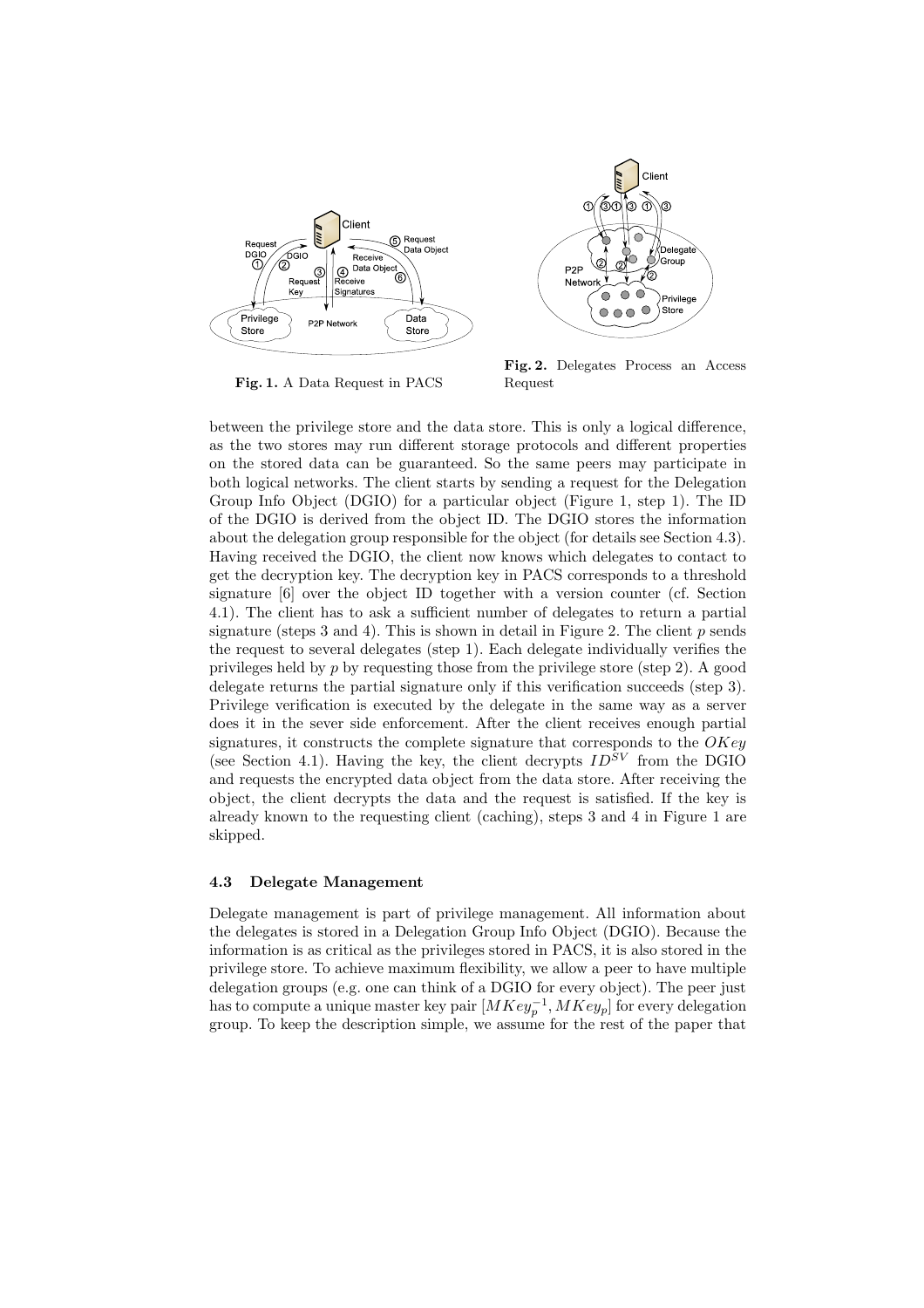Fig. 1. A Data Request in PACS

Fig. 2. Delegates Process an Access Request

between the privilege store and the data store. This is only a logical difference, as the two stores may run different storage protocols and different properties on the stored data can be guaranteed. So the same peers may participate in both logical networks. The client starts by sending a request for the Delegation Group Info Object (DGIO) for a particular object (Figure 1, step 1). The ID of the DGIO is derived from the object ID. The DGIO stores the information about the delegation group responsible for the object (for details see Section 4.3). Having received the DGIO, the client now knows which delegates to contact to get the decryption key. The decryption key in PACS corresponds to a threshold signature [6] over the object ID together with a version counter (cf. Section 4.1). The client has to ask a sufficient number of delegates to return a partial signature (steps 3 and 4). This is shown in detail in Figure 2. The client $p$ sends the request to several delegates (step 1). Each delegate individually verifies the privileges held by $p$ by requesting those from the privilege store (step 2). A good delegate returns the partial signature only if this verification succeeds (step 3). Privilege verification is executed by the delegate in the same way as a server does it in the sever side enforcement. After the client receives enough partial signatures, it constructs the complete signature that corresponds to the $OKey$ (see Section 4.1). Having the key, the client decrypts $ID^{SV}$ from the DGIO and requests the encrypted data object from the data store. After receiving the object, the client decrypts the data and the request is satisfied. If the key is already known to the requesting client (caching), steps 3 and 4 in Figure 1 are skipped.

### 4.3 Delegate Management

Delegate management is part of privilege management. All information about the delegates is stored in a Delegation Group Info Object (DGIO). Because the information is as critical as the privileges stored in PACS, it is also stored in the privilege store. To achieve maximum flexibility, we allow a peer to have multiple delegation groups (e.g. one can think of a DGIO for every object). The peer just has to compute a unique master key pair $[MKey_p^{-1}, MKey_p]$ for every delegation group. To keep the description simple, we assume for the rest of the paper that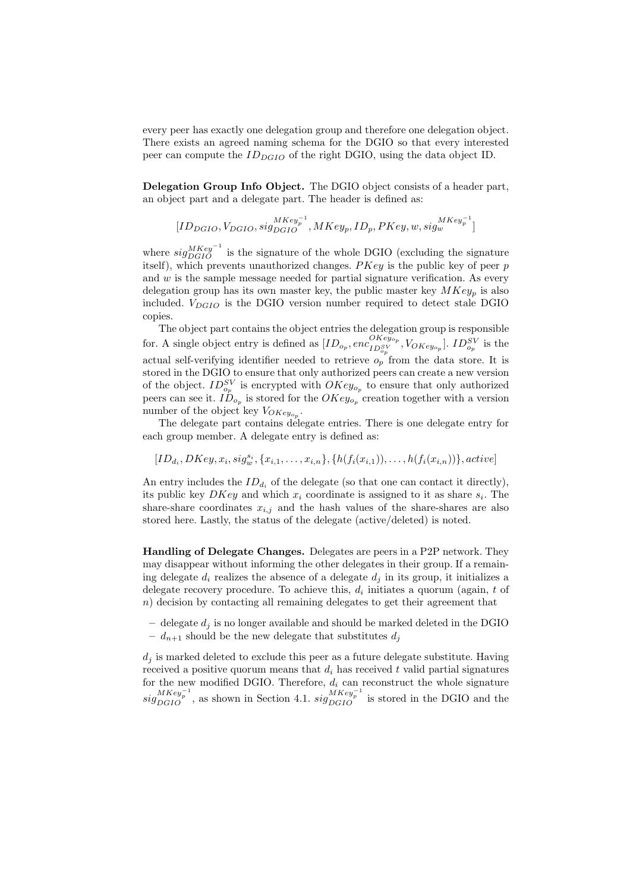every peer has exactly one delegation group and therefore one delegation object. There exists an agreed naming schema for the DGIO so that every interested peer can compute the $ID_{DGIO}$ of the right DGIO, using the data object ID.

**Delegation Group Info Object.** The DGIO object consists of a header part, an object part and a delegate part. The header is defined as:

$$[ID_{DGIO}, V_{DGIO}, sig_{DGIO}^{MKey_p^{-1}}, MKey_p, ID_p, PKey, w, sig_w^{MKey_p^{-1}}]$$

where $sig_{DGIO}^{MKey^{-1}}$ is the signature of the whole DGIO (excluding the signature itself), which prevents unauthorized changes. $PKey$ is the public key of peer $p$ and $w$ is the sample message needed for partial signature verification. As every delegation group has its own master key, the public master key $MKey_p$ is also included. $V_{DGIO}$ is the DGIO version number required to detect stale DGIO copies.

The object part contains the object entries the delegation group is responsible for. A single object entry is defined as $[ID_{o_p}, enc_{ID_{o_p}^{SV}}^{OKey_{o_p}}, V_{OKey_{o_p}}]$. $ID_{o_p}^{SV}$ is the actual self-verifying identifier needed to retrieve $o_p$ from the data store. It is stored in the DGIO to ensure that only authorized peers can create a new version of the object. $ID_{o_p}^{SV}$ is encrypted with $OKey_{o_p}$ to ensure that only authorized peers can see it. $ID_{o_p}$ is stored for the $OKey_{o_p}$ creation together with a version number of the object key $V_{OKey_{o_p}}$.

The delegate part contains delegate entries. There is one delegate entry for each group member. A delegate entry is defined as:

$$[ID_{d_i}, DKey, x_i, sig_w^{s_i}, \{x_{i,1}, \ldots, x_{i,n}\}, \{h(f_i(x_{i,1})), \ldots, h(f_i(x_{i,n}))\}, active]$$

An entry includes the $ID_{d_i}$ of the delegate (so that one can contact it directly), its public key $DKey$ and which $x_i$ coordinate is assigned to it as share $s_i$. The share-share coordinates $x_{i,j}$ and the hash values of the share-shares are also stored here. Lastly, the status of the delegate (active/deleted) is noted.

**Handling of Delegate Changes.** Delegates are peers in a P2P network. They may disappear without informing the other delegates in their group. If a remaining delegate $d_i$ realizes the absence of a delegate $d_j$ in its group, it initializes a delegate recovery procedure. To achieve this, $d_i$ initiates a quorum (again, $t$ of $n$) decision by contacting all remaining delegates to get their agreement that

- delegate $d_j$ is no longer available and should be marked deleted in the DGIO
- $d_{n+1}$ should be the new delegate that substitutes $d_j$

$d_j$ is marked deleted to exclude this peer as a future delegate substitute. Having received a positive quorum means that $d_i$ has received $t$ valid partial signatures for the new modified DGIO. Therefore, $d_i$ can reconstruct the whole signature $sig_{DGIO}^{MKey_p^{-1}}$, as shown in Section 4.1. $sig_{DGIO}^{MKey_p^{-1}}$ is stored in the DGIO and the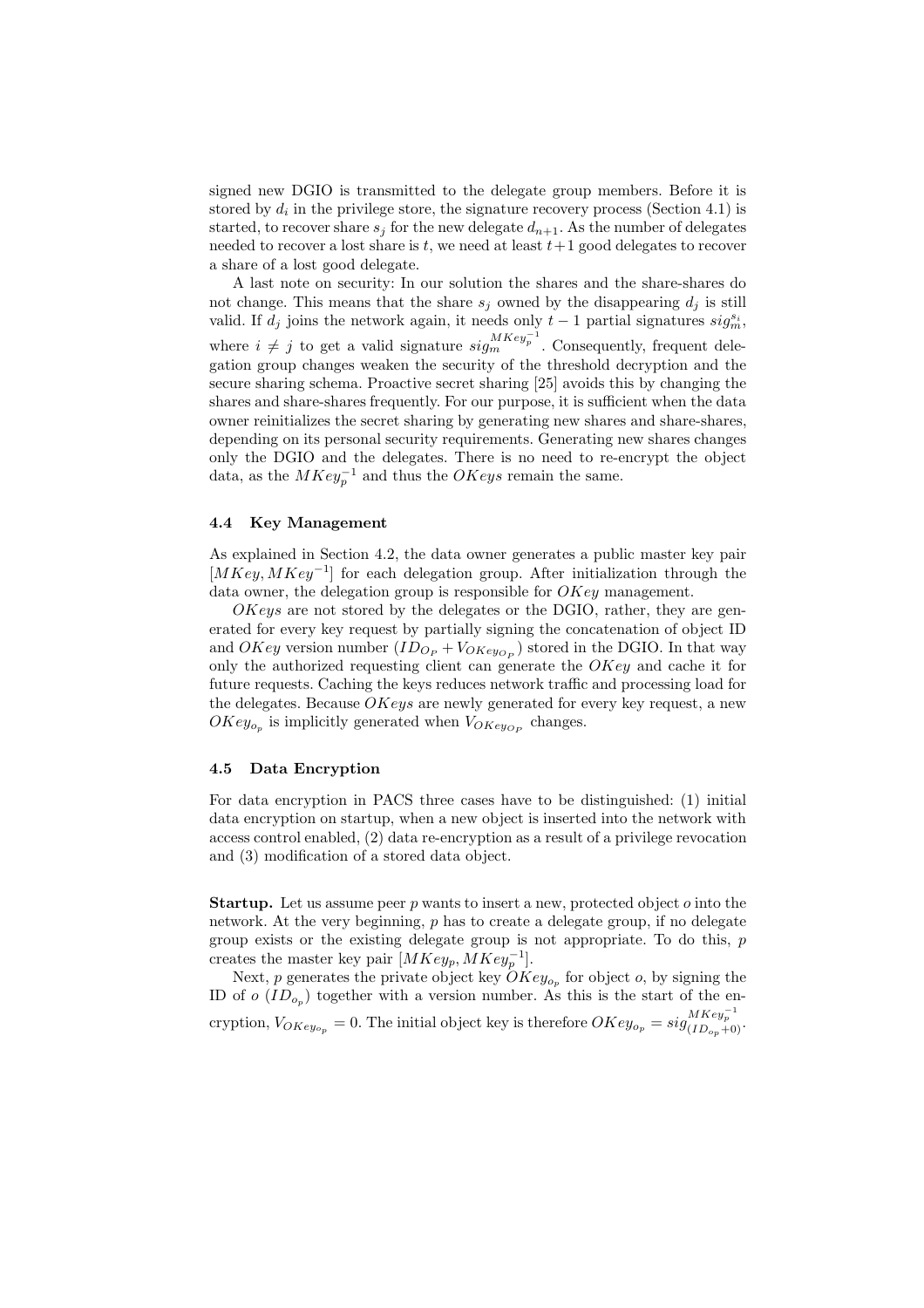signed new DGIO is transmitted to the delegate group members. Before it is stored by $d_i$ in the privilege store, the signature recovery process (Section 4.1) is started, to recover share $s_j$ for the new delegate $d_{n+1}$. As the number of delegates needed to recover a lost share is $t$, we need at least $t+1$ good delegates to recover a share of a lost good delegate.

A last note on security: In our solution the shares and the share-shares do not change. This means that the share $s_j$ owned by the disappearing $d_j$ is still valid. If $d_j$ joins the network again, it needs only $t-1$ partial signatures $sig_m^{s_i}$, where $i \neq j$ to get a valid signature $sig_m^{MKey_p^{-1}}$. Consequently, frequent delegation group changes weaken the security of the threshold decryption and the secure sharing schema. Proactive secret sharing [25] avoids this by changing the shares and share-shares frequently. For our purpose, it is sufficient when the data owner reinitializes the secret sharing by generating new shares and share-shares, depending on its personal security requirements. Generating new shares changes only the DGIO and the delegates. There is no need to re-encrypt the object data, as the $MKey_p^{-1}$ and thus the $OKeys$ remain the same.

### 4.4 Key Management

As explained in Section 4.2, the data owner generates a public master key pair $[MKey, MKey^{-1}]$ for each delegation group. After initialization through the data owner, the delegation group is responsible for $OKey$ management.

$OKeys$ are not stored by the delegates or the DGIO, rather, they are generated for every key request by partially signing the concatenation of object ID and $OKey$ version number $(ID_{O_P} + V_{OKey_{O_P}})$ stored in the DGIO. In that way only the authorized requesting client can generate the $OKey$ and cache it for future requests. Caching the keys reduces network traffic and processing load for the delegates. Because $OKeys$ are newly generated for every key request, a new $OKey_{o_p}$ is implicitly generated when $V_{OKey_{O_P}}$ changes.

### 4.5 Data Encryption

For data encryption in PACS three cases have to be distinguished: (1) initial data encryption on startup, when a new object is inserted into the network with access control enabled, (2) data re-encryption as a result of a privilege revocation and (3) modification of a stored data object.

**Startup.** Let us assume peer $p$ wants to insert a new, protected object $o$ into the network. At the very beginning, $p$ has to create a delegate group, if no delegate group exists or the existing delegate group is not appropriate. To do this, $p$ creates the master key pair $[MKey_p, MKey_p^{-1}]$.

Next, $p$ generates the private object key $OKey_{o_p}$ for object $o$, by signing the ID of $o$ $(ID_{o_p})$ together with a version number. As this is the start of the encryption, $V_{OKey_{o_p}} = 0$. The initial object key is therefore $OKey_{o_p} = sig_{(ID_{o_p}+0)}^{MKey_p^{-1}}$.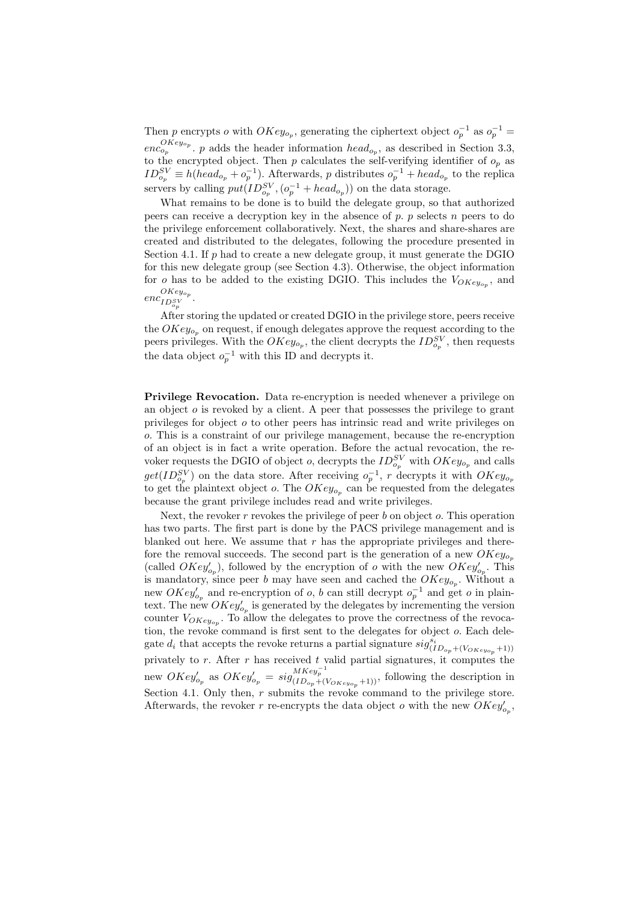Then $p$ encrypts $o$ with $OKey_{o_p}$, generating the ciphertext object $o_p^{-1}$ as $o_p^{-1} = enc_{o_p}^{OKey_{o_p}}$. $p$ adds the header information $head_{o_p}$, as described in Section 3.3, to the encrypted object. Then $p$ calculates the self-verifying identifier of $o_p$ as $ID_{o_p}^{SV} \equiv h(head_{o_p} + o_p^{-1})$. Afterwards, $p$ distributes $o_p^{-1} + head_{o_p}$ to the replica servers by calling $put(ID_{o_p}^{SV}, (o_p^{-1} + head_{o_p}))$ on the data storage.

What remains to be done is to build the delegate group, so that authorized peers can receive a decryption key in the absence of $p$. $p$ selects $n$ peers to do the privilege enforcement collaboratively. Next, the shares and share-shares are created and distributed to the delegates, following the procedure presented in Section 4.1. If $p$ had to create a new delegate group, it must generate the DGIO for this new delegate group (see Section 4.3). Otherwise, the object information for $o$ has to be added to the existing DGIO. This includes the $V_{OKey_{o_p}}$, and $enc_{ID_{o_p}^{SV}}^{OKey_{o_p}}$.

After storing the updated or created DGIO in the privilege store, peers receive the $OKey_{o_p}$ on request, if enough delegates approve the request according to the peers privileges. With the $OKey_{o_p}$, the client decrypts the $ID_{o_p}^{SV}$, then requests the data object $o_p^{-1}$ with this ID and decrypts it.

**Privilege Revocation.** Data re-encryption is needed whenever a privilege on an object $o$ is revoked by a client. A peer that possesses the privilege to grant privileges for object $o$ to other peers has intrinsic read and write privileges on $o$. This is a constraint of our privilege management, because the re-encryption of an object is in fact a write operation. Before the actual revocation, the revoker requests the DGIO of object $o$, decrypts the $ID_{o_p}^{SV}$ with $OKey_{o_p}$ and calls $get(ID_{o_p}^{SV})$ on the data store. After receiving $o_p^{-1}$, $r$ decrypts it with $OKey_{o_p}$ to get the plaintext object $o$. The $OKey_{o_p}$ can be requested from the delegates because the grant privilege includes read and write privileges.

Next, the revoker $r$ revokes the privilege of peer $b$ on object $o$. This operation has two parts. The first part is done by the PACS privilege management and is blanked out here. We assume that $r$ has the appropriate privileges and therefore the removal succeeds. The second part is the generation of a new $OKey_{o_p}$ (called $OKey'_{o_p}$), followed by the encryption of $o$ with the new $OKey'_{o_p}$. This is mandatory, since peer $b$ may have seen and cached the $OKey_{o_p}$. Without a new $OKey'_{o_p}$ and re-encryption of $o$, $b$ can still decrypt $o_p^{-1}$ and get $o$ in plaintext. The new $OKey'_{o_p}$ is generated by the delegates by incrementing the version counter $V_{OKey_{o_p}}$. To allow the delegates to prove the correctness of the revocation, the revoke command is first sent to the delegates for object $o$. Each delegate $d_i$ that accepts the revoke returns a partial signature $sig_{(ID_{o_p}+(V_{OKey_{o_p}}+1))}^{s_i}$ privately to $r$. After $r$ has received $t$ valid partial signatures, it computes the new $OKey'_{o_p}$ as $OKey'_{o_p} = sig_{(ID_{o_p}+(V_{OKey_{o_p}}+1))}^{MKey_p^{-1}}$, following the description in Section 4.1. Only then, $r$ submits the revoke command to the privilege store. Afterwards, the revoker $r$ re-encrypts the data object $o$ with the new $OKey'_{o_p}$,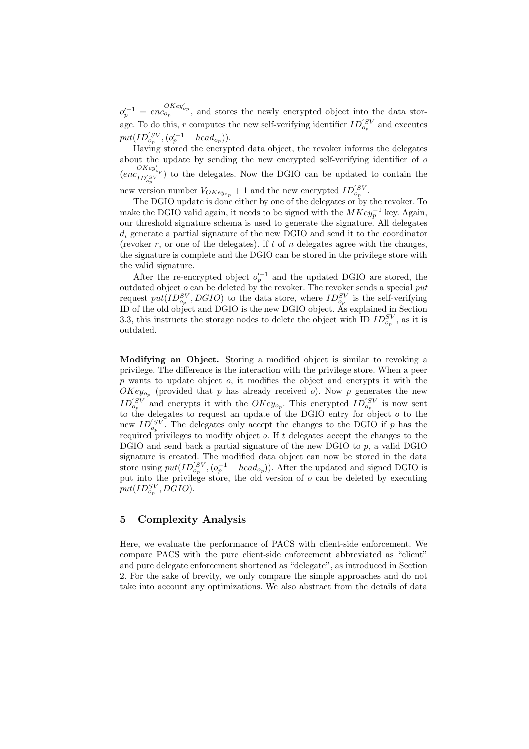$o_p'^{-1} = enc_{o_p}^{OKey'_{o_p}}$, and stores the newly encrypted object into the data storage. To do this, $r$ computes the new self-verifying identifier $ID_{o_p}^{'SV}$ and executes $put(ID_{o_p}^{'SV}, (o_p'^{-1} + head_{o_p}))$.

Having stored the encrypted data object, the revoker informs the delegates about the update by sending the new encrypted self-verifying identifier of $o$ ($enc_{ID_{o_p}^{'SV}}^{OKey'_{o_p}}$) to the delegates. Now the DGIO can be updated to contain the new version number $V_{OKey_{o_p}} + 1$ and the new encrypted $ID_{o_p}^{'SV}$.

The DGIO update is done either by one of the delegates or by the revoker. To make the DGIO valid again, it needs to be signed with the $MKey_p^{-1}$ key. Again, our threshold signature schema is used to generate the signature. All delegates $d_i$ generate a partial signature of the new DGIO and send it to the coordinator (revoker $r$, or one of the delegates). If $t$ of $n$ delegates agree with the changes, the signature is complete and the DGIO can be stored in the privilege store with the valid signature.

After the re-encrypted object $o_p'^{-1}$ and the updated DGIO are stored, the outdated object $o$ can be deleted by the revoker. The revoker sends a special *put* request $put(ID_{o_p}^{SV}, DGIO)$ to the data store, where $ID_{o_p}^{SV}$ is the self-verifying ID of the old object and DGIO is the new DGIO object. As explained in Section 3.3, this instructs the storage nodes to delete the object with ID $ID_{o_p}^{SV}$, as it is outdated.

**Modifying an Object.** Storing a modified object is similar to revoking a privilege. The difference is the interaction with the privilege store. When a peer $p$ wants to update object $o$, it modifies the object and encrypts it with the $OKey_{o_p}$ (provided that $p$ has already received $o$). Now $p$ generates the new $ID_{o_p}^{'SV}$ and encrypts it with the $OKey_{o_p}$. This encrypted $ID_{o_p}^{'SV}$ is now sent to the delegates to request an update of the DGIO entry for object $o$ to the new $ID_{o_p}^{'SV}$. The delegates only accept the changes to the DGIO if $p$ has the required privileges to modify object $o$. If $t$ delegates accept the changes to the DGIO and send back a partial signature of the new DGIO to $p$, a valid DGIO signature is created. The modified data object can now be stored in the data store using $put(ID_{o_p}^{'SV}, (o_p^{-1} + head_{o_p}))$. After the updated and signed DGIO is put into the privilege store, the old version of $o$ can be deleted by executing $put(ID_{o_p}^{SV}, DGIO)$.

## 5 Complexity Analysis

Here, we evaluate the performance of PACS with client-side enforcement. We compare PACS with the pure client-side enforcement abbreviated as "client" and pure delegate enforcement shortened as "delegate", as introduced in Section 2. For the sake of brevity, we only compare the simple approaches and do not take into account any optimizations. We also abstract from the details of data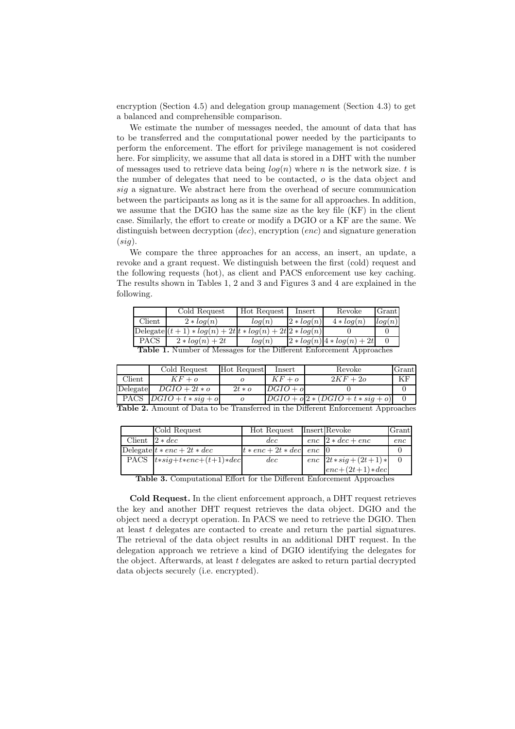encryption (Section 4.5) and delegation group management (Section 4.3) to get a balanced and comprehensible comparison.

We estimate the number of messages needed, the amount of data that has to be transferred and the computational power needed by the participants to perform the enforcement. The effort for privilege management is not cosidered here. For simplicity, we assume that all data is stored in a DHT with the number of messages used to retrieve data being $log(n)$ where $n$ is the network size. $t$ is the number of delegates that need to be contacted, $o$ is the data object and $sig$ a signature. We abstract here from the overhead of secure communication between the participants as long as it is the same for all approaches. In addition, we assume that the DGIO has the same size as the key file (KF) in the client case. Similarly, the effort to create or modify a DGIO or a KF are the same. We distinguish between decryption ($dec$), encryption ($enc$) and signature generation ($sig$).

We compare the three approaches for an access, an insert, an update, a revoke and a grant request. We distinguish between the first (cold) request and the following requests (hot), as client and PACS enforcement use key caching. The results shown in Tables 1, 2 and 3 and Figures 3 and 4 are explained in the following.

| | Cold Request | Hot Request | Insert | Revoke | Grant |
|---|---|---|---|---|---|
| Client | $2 * log(n)$ | $log(n)$ | $2 * log(n)$ | $4 * log(n)$ | $log(n)$ |
| Delegate | $(t+1) * log(n) + 2t$ | $t * log(n) + 2t$ | $2 * log(n)$ | $0$ | $0$ |
| PACS | $2 * log(n) + 2t$ | $log(n)$ | $2 * log(n)$ | $4 * log(n) + 2t$ | $0$ |

**Table 1.** Number of Messages for the Different Enforcement Approaches

| | Cold Request | Hot Request | Insert | Revoke | Grant |
|---|---|---|---|---|---|
| Client | $KF + o$ | $o$ | $KF + o$ | $2KF + 2o$ | KF |
| Delegate | $DGIO + 2t * o$ | $2t * o$ | $DGIO + o$ | $0$ | $0$ |
| PACS | $DGIO + t * sig + o$ | $o$ | $DGIO + o$ | $2 * (DGIO + t * sig + o)$ | $0$ |

**Table 2.** Amount of Data to be Transferred in the Different Enforcement Approaches

| | Cold Request | Hot Request | Insert | Revoke | Grant |
|---|---|---|---|---|---|
| Client | $2 * dec$ | $dec$ | $enc$ | $2 * dec + enc$ | $enc$ |
| Delegate | $t * enc + 2t * dec$ | $t * enc + 2t * dec$ | $enc$ | $0$ | $0$ |
| PACS | $t * sig + t * enc + (t+1) * dec$ | $dec$ | $enc$ | $2t * sig + (2t+1) * enc + (2t+1) * dec$ | $0$ |

**Table 3.** Computational Effort for the Different Enforcement Approaches

**Cold Request.** In the client enforcement approach, a DHT request retrieves the key and another DHT request retrieves the data object. DGIO and the object need a decrypt operation. In PACS we need to retrieve the DGIO. Then at least $t$ delegates are contacted to create and return the partial signatures. The retrieval of the data object results in an additional DHT request. In the delegation approach we retrieve a kind of DGIO identifying the delegates for the object. Afterwards, at least $t$ delegates are asked to return partial decrypted data objects securely (i.e. encrypted).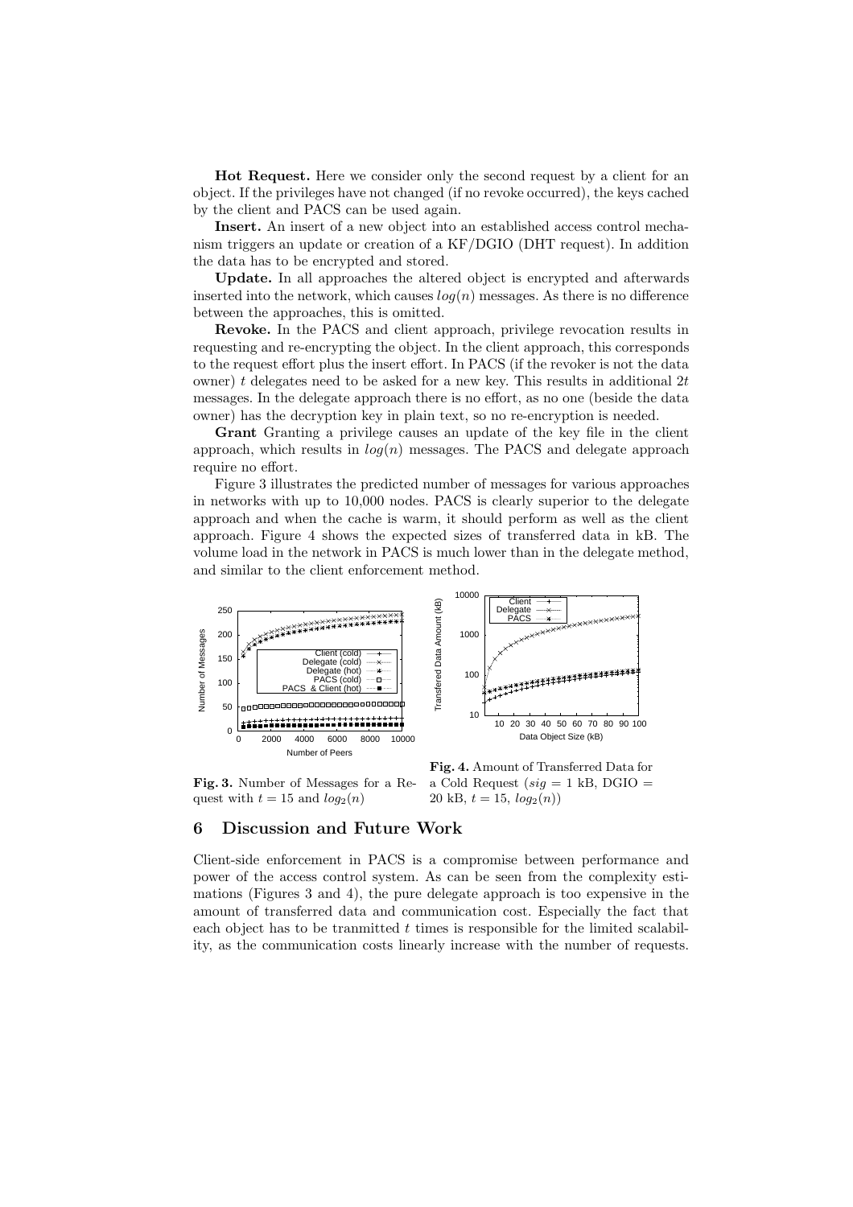**Hot Request.** Here we consider only the second request by a client for an object. If the privileges have not changed (if no revoke occurred), the keys cached by the client and PACS can be used again.

**Insert.** An insert of a new object into an established access control mechanism triggers an update or creation of a KF/DGIO (DHT request). In addition the data has to be encrypted and stored.

**Update.** In all approaches the altered object is encrypted and afterwards inserted into the network, which causes $log(n)$ messages. As there is no difference between the approaches, this is omitted.

**Revoke.** In the PACS and client approach, privilege revocation results in requesting and re-encrypting the object. In the client approach, this corresponds to the request effort plus the insert effort. In PACS (if the revoker is not the data owner) $t$ delegates need to be asked for a new key. This results in additional $2t$ messages. In the delegate approach there is no effort, as no one (beside the data owner) has the decryption key in plain text, so no re-encryption is needed.

**Grant** Granting a privilege causes an update of the key file in the client approach, which results in $log(n)$ messages. The PACS and delegate approach require no effort.

Figure 3 illustrates the predicted number of messages for various approaches in networks with up to 10,000 nodes. PACS is clearly superior to the delegate approach and when the cache is warm, it should perform as well as the client approach. Figure 4 shows the expected sizes of transferred data in kB. The volume load in the network in PACS is much lower than in the delegate method, and similar to the client enforcement method.

**Fig. 3.** Number of Messages for a Request with $t = 15$ and $log_2(n)$

**Fig. 4.** Amount of Transferred Data for a Cold Request ($sig$ = 1 kB, DGIO = 20 kB, $t = 15$, $log_2(n)$)

## 6 Discussion and Future Work

Client-side enforcement in PACS is a compromise between performance and power of the access control system. As can be seen from the complexity estimations (Figures 3 and 4), the pure delegate approach is too expensive in the amount of transferred data and communication cost. Especially the fact that each object has to be tranmitted $t$ times is responsible for the limited scalability, as the communication costs linearly increase with the number of requests.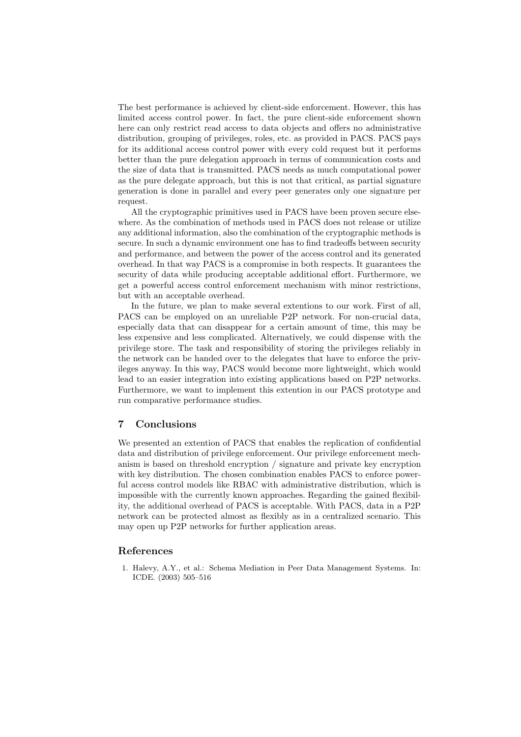The best performance is achieved by client-side enforcement. However, this has limited access control power. In fact, the pure client-side enforcement shown here can only restrict read access to data objects and offers no administrative distribution, grouping of privileges, roles, etc. as provided in PACS. PACS pays for its additional access control power with every cold request but it performs better than the pure delegation approach in terms of communication costs and the size of data that is transmitted. PACS needs as much computational power as the pure delegate approach, but this is not that critical, as partial signature generation is done in parallel and every peer generates only one signature per request.

All the cryptographic primitives used in PACS have been proven secure elsewhere. As the combination of methods used in PACS does not release or utilize any additional information, also the combination of the cryptographic methods is secure. In such a dynamic environment one has to find tradeoffs between security and performance, and between the power of the access control and its generated overhead. In that way PACS is a compromise in both respects. It guarantees the security of data while producing acceptable additional effort. Furthermore, we get a powerful access control enforcement mechanism with minor restrictions, but with an acceptable overhead.

In the future, we plan to make several extentions to our work. First of all, PACS can be employed on an unreliable P2P network. For non-crucial data, especially data that can disappear for a certain amount of time, this may be less expensive and less complicated. Alternatively, we could dispense with the privilege store. The task and responsibility of storing the privileges reliably in the network can be handed over to the delegates that have to enforce the privileges anyway. In this way, PACS would become more lightweight, which would lead to an easier integration into existing applications based on P2P networks. Furthermore, we want to implement this extention in our PACS prototype and run comparative performance studies.

## 7 Conclusions

We presented an extention of PACS that enables the replication of confidential data and distribution of privilege enforcement. Our privilege enforcement mechanism is based on threshold encryption / signature and private key encryption with key distribution. The chosen combination enables PACS to enforce powerful access control models like RBAC with administrative distribution, which is impossible with the currently known approaches. Regarding the gained flexibility, the additional overhead of PACS is acceptable. With PACS, data in a P2P network can be protected almost as flexibly as in a centralized scenario. This may open up P2P networks for further application areas.

## References

1. Halevy, A.Y., et al.: Schema Mediation in Peer Data Management Systems. In: ICDE. (2003) 505–516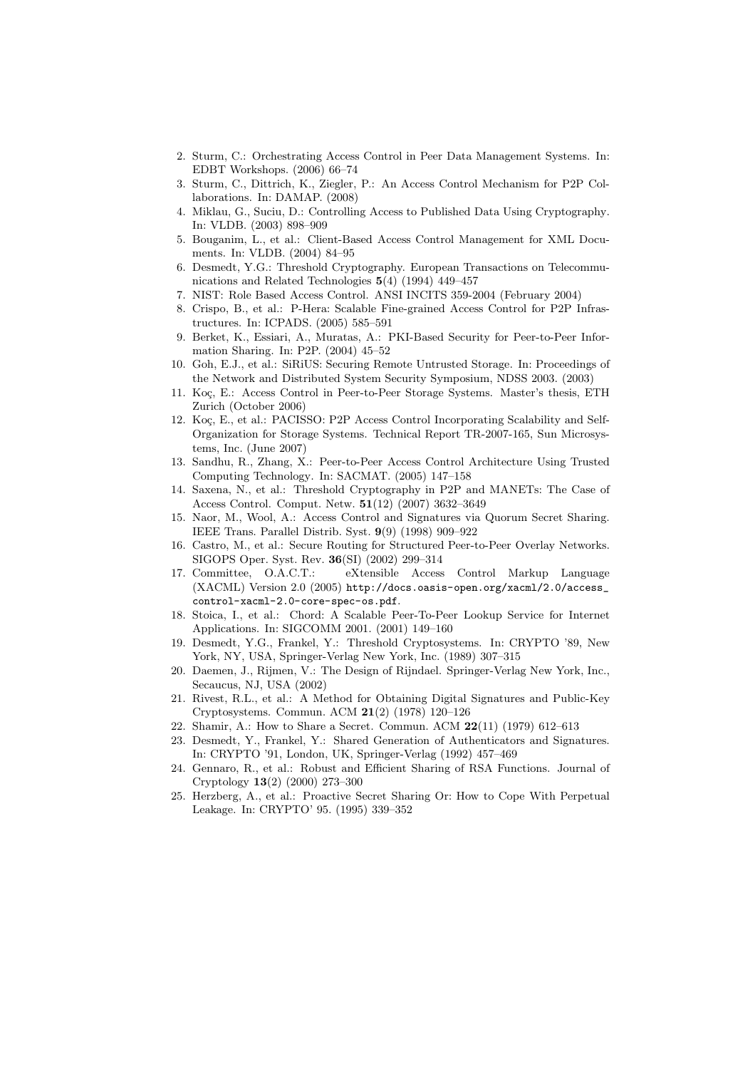2. Sturm, C.: Orchestrating Access Control in Peer Data Management Systems. In: EDBT Workshops. (2006) 66–74
3. Sturm, C., Dittrich, K., Ziegler, P.: An Access Control Mechanism for P2P Collaborations. In: DAMAP. (2008)
4. Miklau, G., Suciu, D.: Controlling Access to Published Data Using Cryptography. In: VLDB. (2003) 898–909
5. Bouganim, L., et al.: Client-Based Access Control Management for XML Documents. In: VLDB. (2004) 84–95
6. Desmedt, Y.G.: Threshold Cryptography. European Transactions on Telecommunications and Related Technologies **5**(4) (1994) 449–457
7. NIST: Role Based Access Control. ANSI INCITS 359-2004 (February 2004)
8. Crispo, B., et al.: P-Hera: Scalable Fine-grained Access Control for P2P Infrastructures. In: ICPADS. (2005) 585–591
9. Berket, K., Essiari, A., Muratas, A.: PKI-Based Security for Peer-to-Peer Information Sharing. In: P2P. (2004) 45–52
10. Goh, E.J., et al.: SiRiUS: Securing Remote Untrusted Storage. In: Proceedings of the Network and Distributed System Security Symposium, NDSS 2003. (2003)
11. Koç, E.: Access Control in Peer-to-Peer Storage Systems. Master's thesis, ETH Zurich (October 2006)
12. Koç, E., et al.: PACISSO: P2P Access Control Incorporating Scalability and Self-Organization for Storage Systems. Technical Report TR-2007-165, Sun Microsystems, Inc. (June 2007)
13. Sandhu, R., Zhang, X.: Peer-to-Peer Access Control Architecture Using Trusted Computing Technology. In: SACMAT. (2005) 147–158
14. Saxena, N., et al.: Threshold Cryptography in P2P and MANETs: The Case of Access Control. Comput. Netw. **51**(12) (2007) 3632–3649
15. Naor, M., Wool, A.: Access Control and Signatures via Quorum Secret Sharing. IEEE Trans. Parallel Distrib. Syst. **9**(9) (1998) 909–922
16. Castro, M., et al.: Secure Routing for Structured Peer-to-Peer Overlay Networks. SIGOPS Oper. Syst. Rev. **36**(SI) (2002) 299–314
17. Committee, O.A.C.T.: eXtensible Access Control Markup Language (XACML) Version 2.0 (2005) `http://docs.oasis-open.org/xacml/2.0/access_control-xacml-2.0-core-spec-os.pdf`.
18. Stoica, I., et al.: Chord: A Scalable Peer-To-Peer Lookup Service for Internet Applications. In: SIGCOMM 2001. (2001) 149–160
19. Desmedt, Y.G., Frankel, Y.: Threshold Cryptosystems. In: CRYPTO '89, New York, NY, USA, Springer-Verlag New York, Inc. (1989) 307–315
20. Daemen, J., Rijmen, V.: The Design of Rijndael. Springer-Verlag New York, Inc., Secaucus, NJ, USA (2002)
21. Rivest, R.L., et al.: A Method for Obtaining Digital Signatures and Public-Key Cryptosystems. Commun. ACM **21**(2) (1978) 120–126
22. Shamir, A.: How to Share a Secret. Commun. ACM **22**(11) (1979) 612–613
23. Desmedt, Y., Frankel, Y.: Shared Generation of Authenticators and Signatures. In: CRYPTO '91, London, UK, Springer-Verlag (1992) 457–469
24. Gennaro, R., et al.: Robust and Efficient Sharing of RSA Functions. Journal of Cryptology **13**(2) (2000) 273–300
25. Herzberg, A., et al.: Proactive Secret Sharing Or: How to Cope With Perpetual Leakage. In: CRYPTO' 95. (1995) 339–352